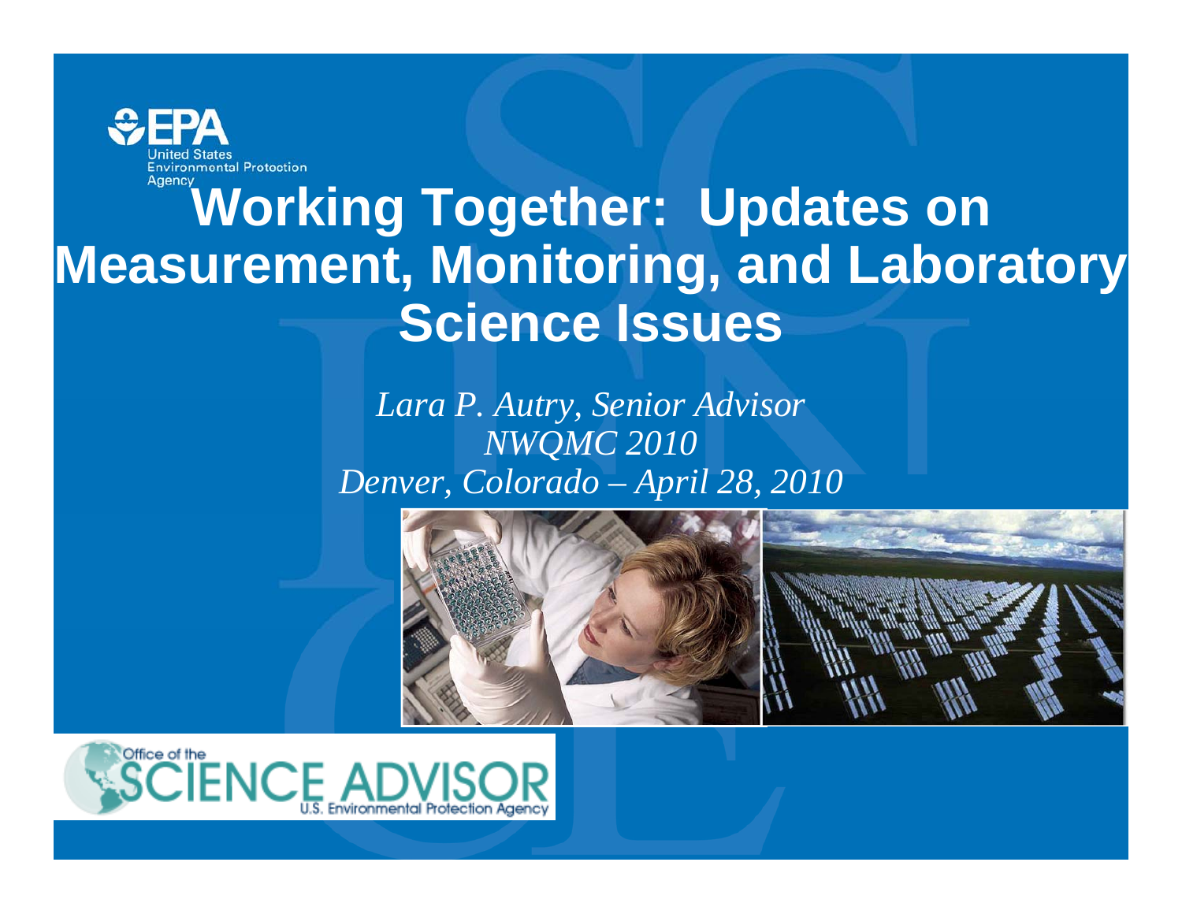EPA
United States
Environmental Protection
Agency

# Working Together: Updates on Measurement, Monitoring, and Laboratory Science Issues

*Lara P. Autry, Senior Advisor*
*NWQMC 2010*
*Denver, Colorado – April 28, 2010*

Office of the SCIENCE ADVISOR
U.S. Environmental Protection Agency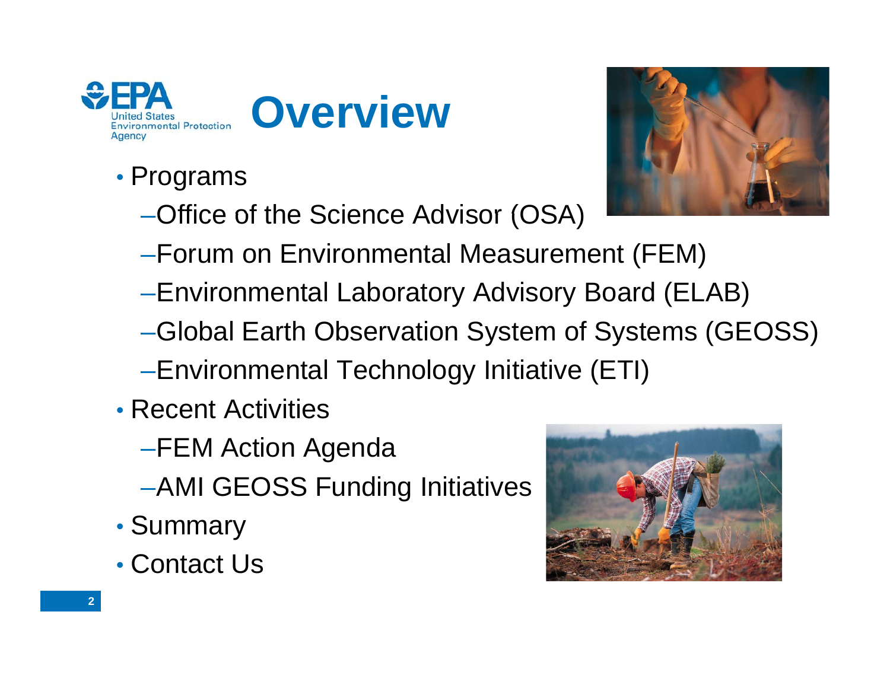# Overview

- Programs
  - Office of the Science Advisor (OSA)
  - Forum on Environmental Measurement (FEM)
  - Environmental Laboratory Advisory Board (ELAB)
  - Global Earth Observation System of Systems (GEOSS)
  - Environmental Technology Initiative (ETI)
- Recent Activities
  - FEM Action Agenda
  - AMI GEOSS Funding Initiatives
- Summary
- Contact Us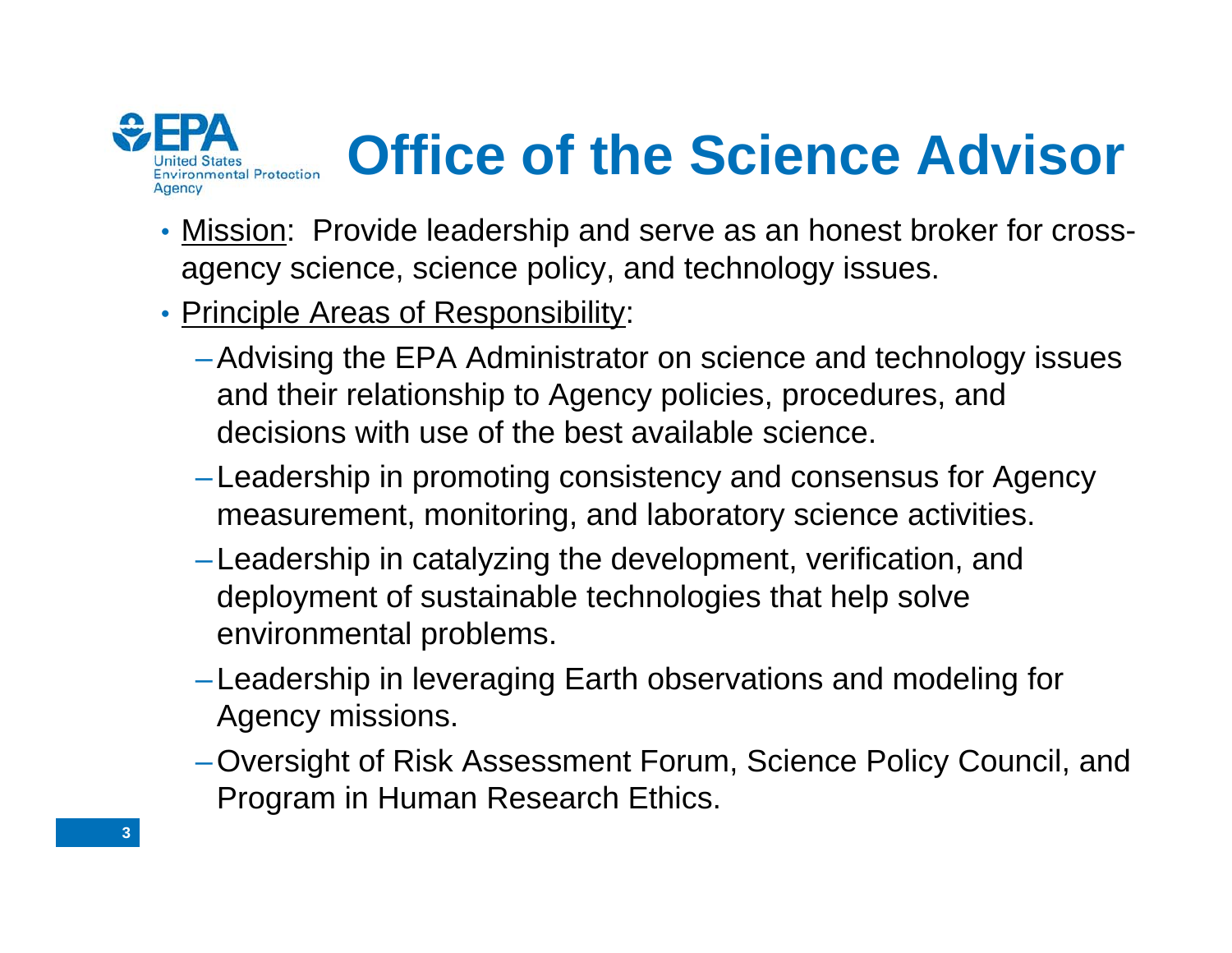# Office of the Science Advisor

- Mission: Provide leadership and serve as an honest broker for cross-agency science, science policy, and technology issues.
- Principle Areas of Responsibility:
  - Advising the EPA Administrator on science and technology issues and their relationship to Agency policies, procedures, and decisions with use of the best available science.
  - Leadership in promoting consistency and consensus for Agency measurement, monitoring, and laboratory science activities.
  - Leadership in catalyzing the development, verification, and deployment of sustainable technologies that help solve environmental problems.
  - Leadership in leveraging Earth observations and modeling for Agency missions.
  - Oversight of Risk Assessment Forum, Science Policy Council, and Program in Human Research Ethics.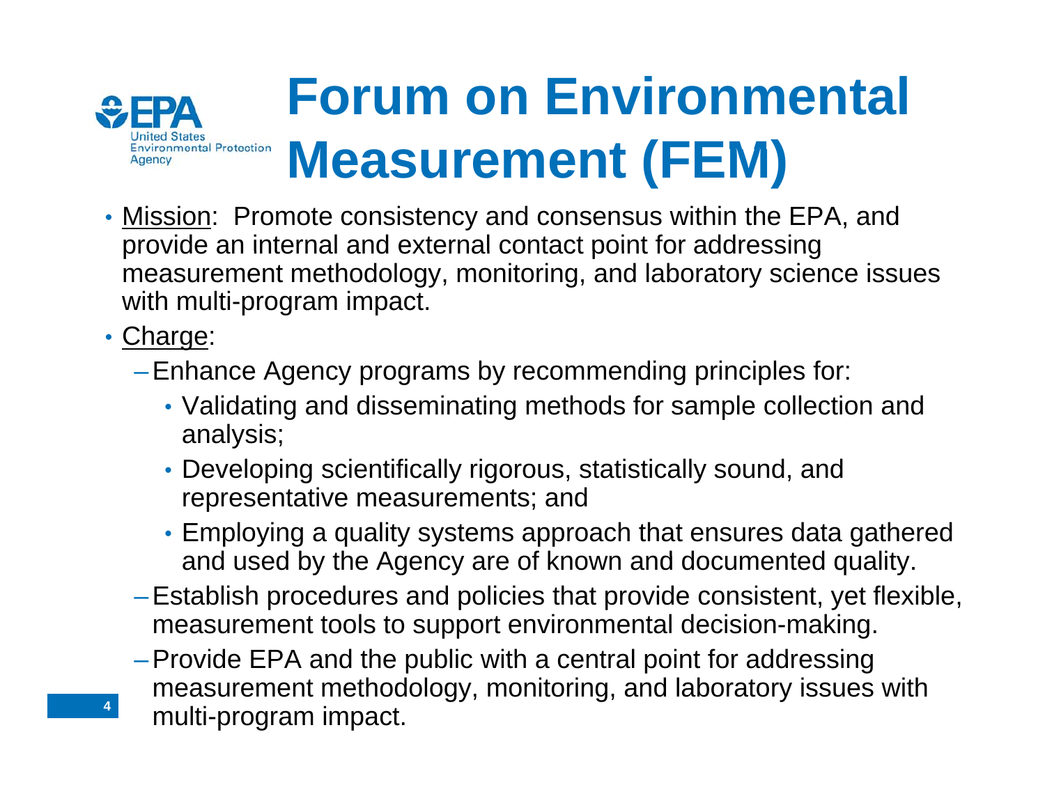# Forum on Environmental Measurement (FEM)

- Mission: Promote consistency and consensus within the EPA, and provide an internal and external contact point for addressing measurement methodology, monitoring, and laboratory science issues with multi-program impact.
- Charge:
  - Enhance Agency programs by recommending principles for:
    - Validating and disseminating methods for sample collection and analysis;
    - Developing scientifically rigorous, statistically sound, and representative measurements; and
    - Employing a quality systems approach that ensures data gathered and used by the Agency are of known and documented quality.
  - Establish procedures and policies that provide consistent, yet flexible, measurement tools to support environmental decision-making.
  - Provide EPA and the public with a central point for addressing measurement methodology, monitoring, and laboratory issues with multi-program impact.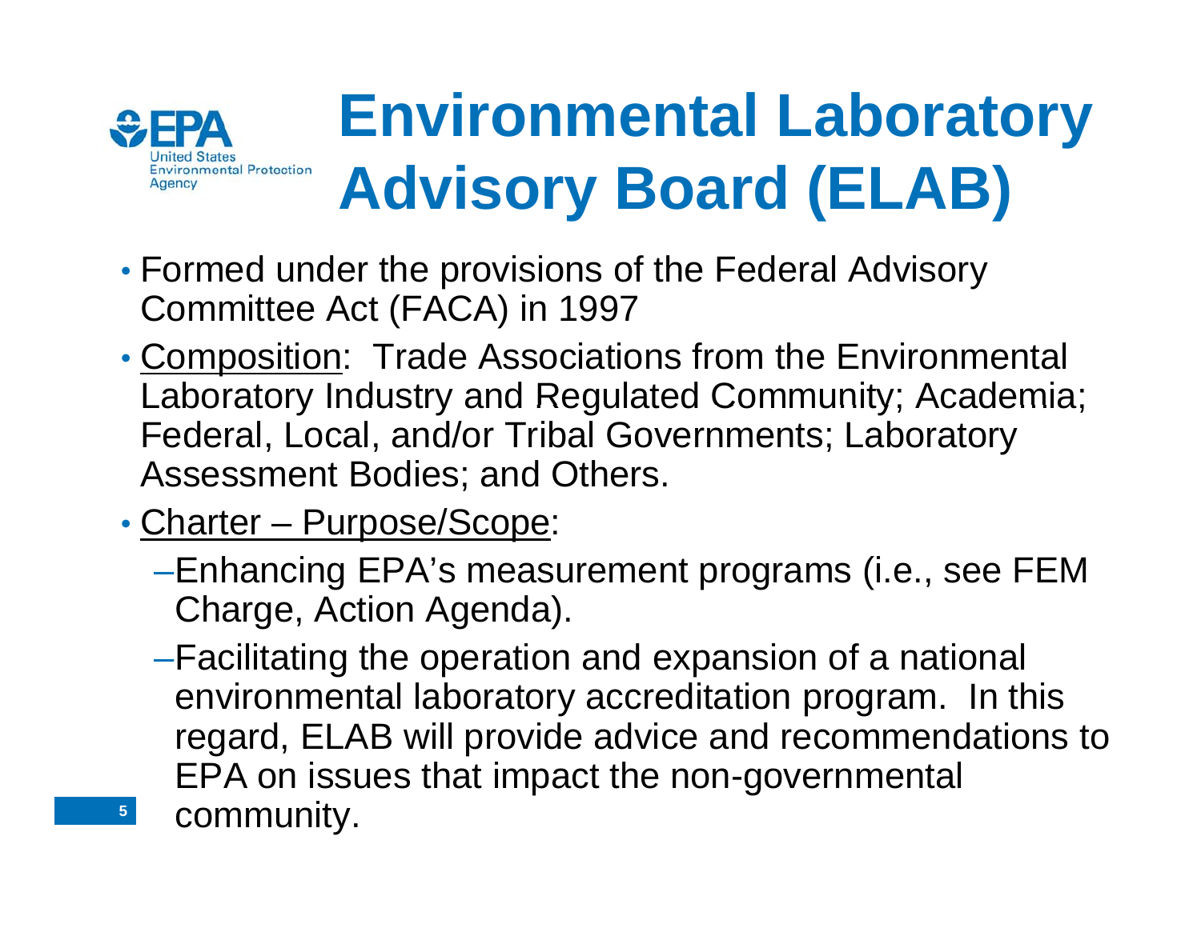# Environmental Laboratory Advisory Board (ELAB)

- Formed under the provisions of the Federal Advisory Committee Act (FACA) in 1997
- Composition: Trade Associations from the Environmental Laboratory Industry and Regulated Community; Academia; Federal, Local, and/or Tribal Governments; Laboratory Assessment Bodies; and Others.
- Charter – Purpose/Scope:
  - Enhancing EPA's measurement programs (i.e., see FEM Charge, Action Agenda).
  - Facilitating the operation and expansion of a national environmental laboratory accreditation program. In this regard, ELAB will provide advice and recommendations to EPA on issues that impact the non-governmental community.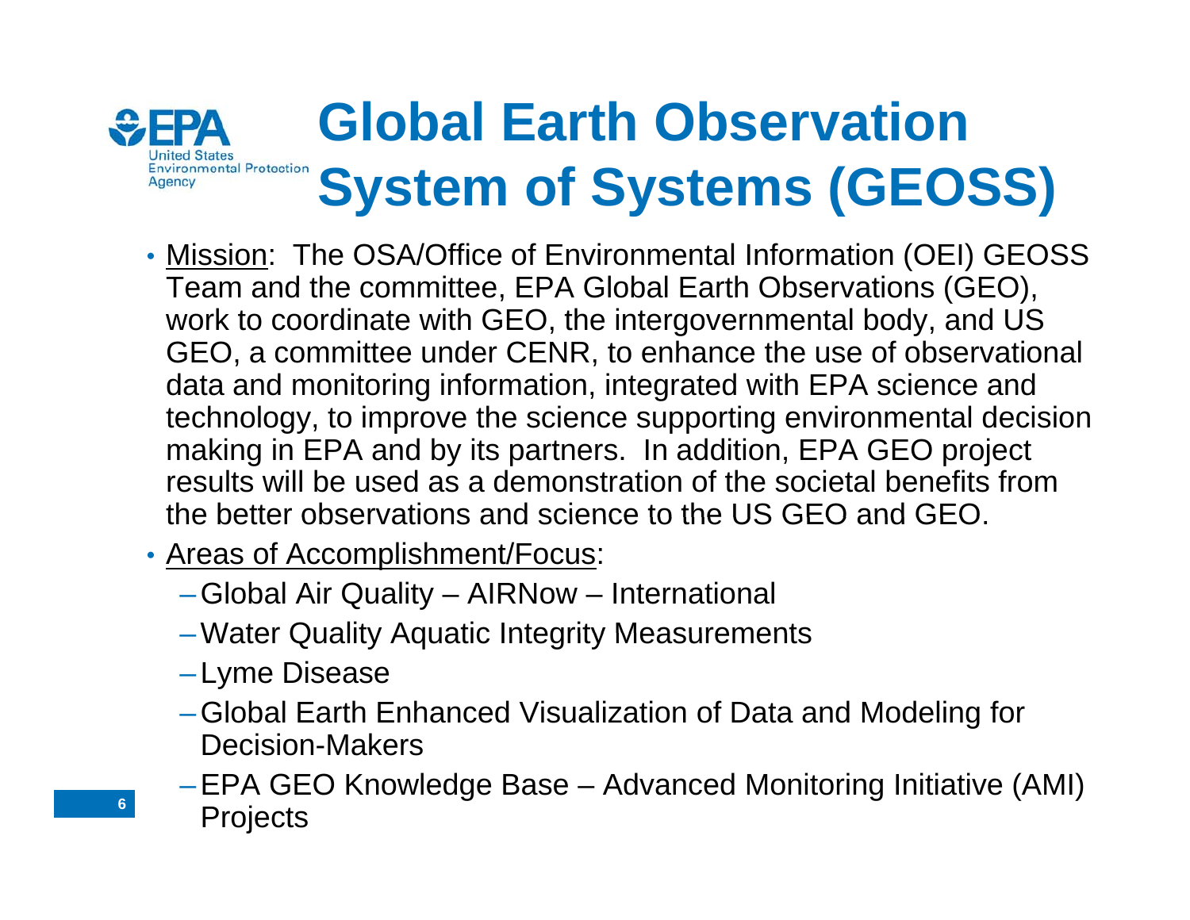# Global Earth Observation System of Systems (GEOSS)

- Mission: The OSA/Office of Environmental Information (OEI) GEOSS Team and the committee, EPA Global Earth Observations (GEO), work to coordinate with GEO, the intergovernmental body, and US GEO, a committee under CENR, to enhance the use of observational data and monitoring information, integrated with EPA science and technology, to improve the science supporting environmental decision making in EPA and by its partners. In addition, EPA GEO project results will be used as a demonstration of the societal benefits from the better observations and science to the US GEO and GEO.
- Areas of Accomplishment/Focus:
  - Global Air Quality – AIRNow – International
  - Water Quality Aquatic Integrity Measurements
  - Lyme Disease
  - Global Earth Enhanced Visualization of Data and Modeling for Decision-Makers
  - EPA GEO Knowledge Base – Advanced Monitoring Initiative (AMI) Projects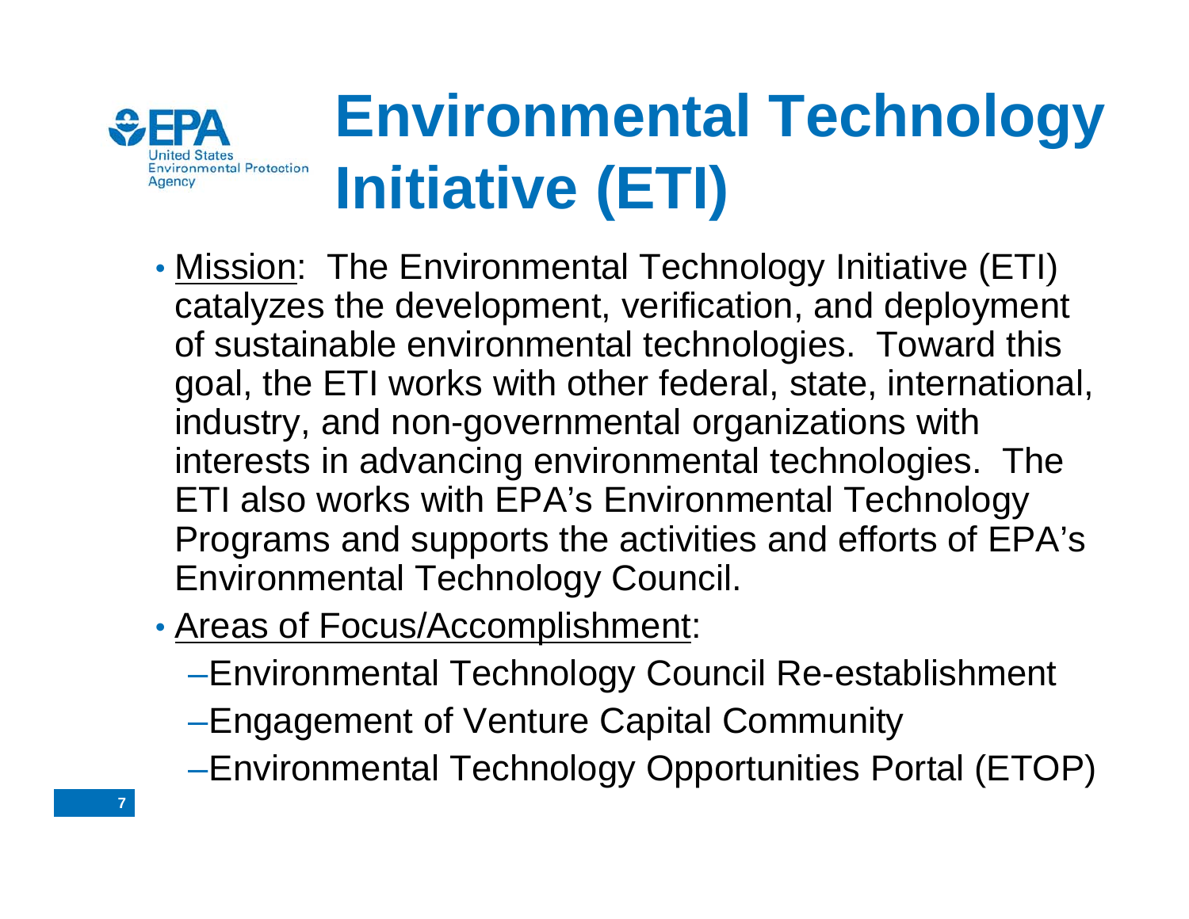# Environmental Technology Initiative (ETI)

- Mission: The Environmental Technology Initiative (ETI) catalyzes the development, verification, and deployment of sustainable environmental technologies. Toward this goal, the ETI works with other federal, state, international, industry, and non-governmental organizations with interests in advancing environmental technologies. The ETI also works with EPA's Environmental Technology Programs and supports the activities and efforts of EPA's Environmental Technology Council.
- Areas of Focus/Accomplishment:
  - Environmental Technology Council Re-establishment
  - Engagement of Venture Capital Community
  - Environmental Technology Opportunities Portal (ETOP)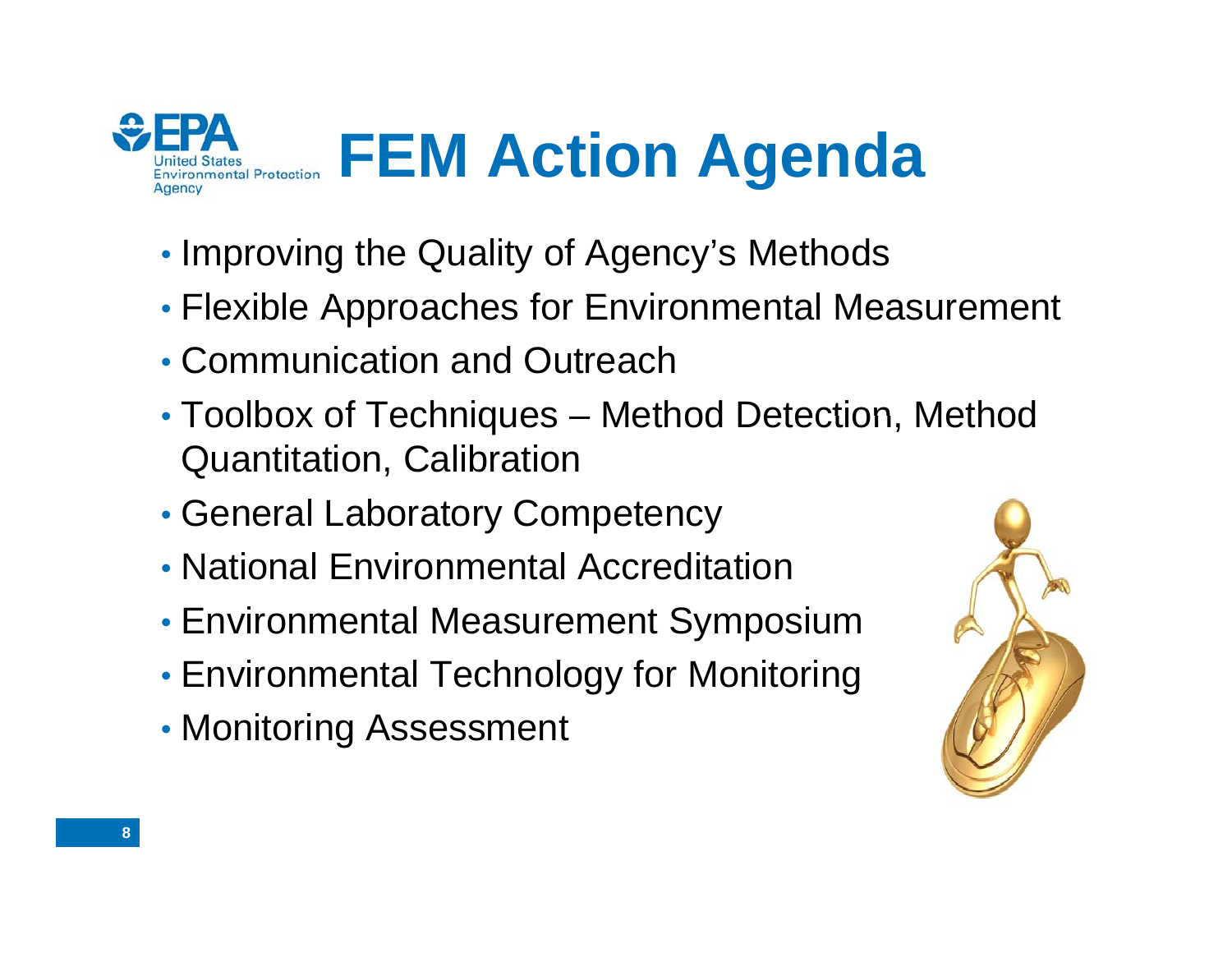# FEM Action Agenda

- Improving the Quality of Agency's Methods
- Flexible Approaches for Environmental Measurement
- Communication and Outreach
- Toolbox of Techniques – Method Detection, Method Quantitation, Calibration
- General Laboratory Competency
- National Environmental Accreditation
- Environmental Measurement Symposium
- Environmental Technology for Monitoring
- Monitoring Assessment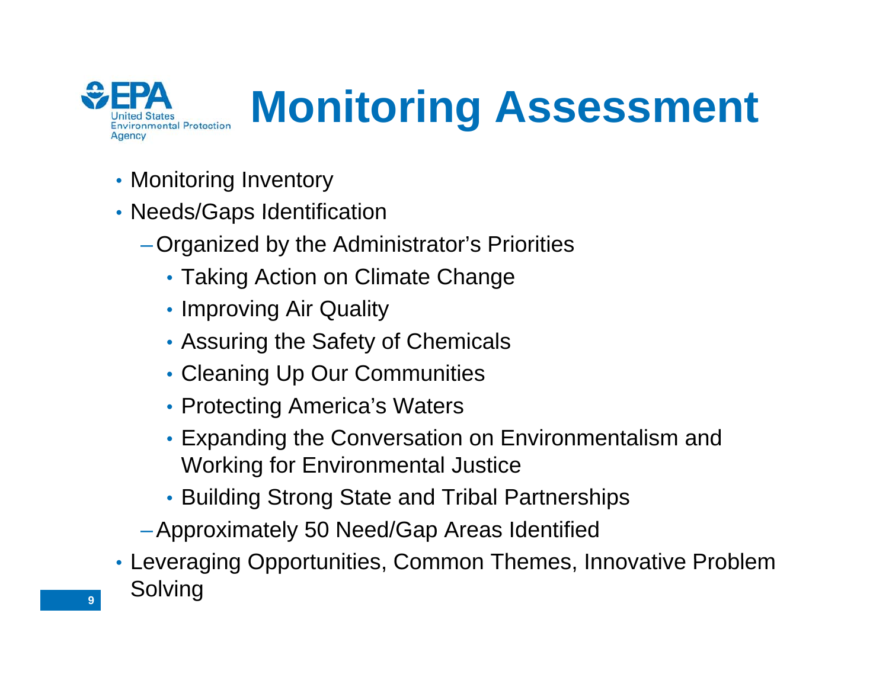# Monitoring Assessment

- Monitoring Inventory
- Needs/Gaps Identification
  - Organized by the Administrator's Priorities
    - Taking Action on Climate Change
    - Improving Air Quality
    - Assuring the Safety of Chemicals
    - Cleaning Up Our Communities
    - Protecting America's Waters
    - Expanding the Conversation on Environmentalism and Working for Environmental Justice
    - Building Strong State and Tribal Partnerships
  - Approximately 50 Need/Gap Areas Identified
- Leveraging Opportunities, Common Themes, Innovative Problem Solving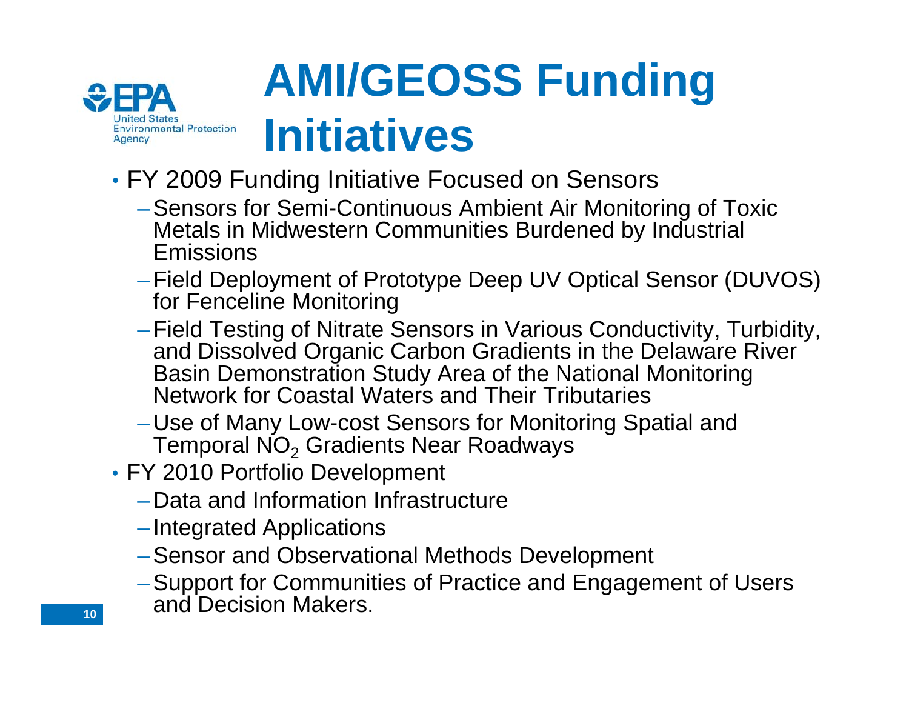# AMI/GEOSS Funding Initiatives

- FY 2009 Funding Initiative Focused on Sensors
  - Sensors for Semi-Continuous Ambient Air Monitoring of Toxic Metals in Midwestern Communities Burdened by Industrial Emissions
  - Field Deployment of Prototype Deep UV Optical Sensor (DUVOS) for Fenceline Monitoring
  - Field Testing of Nitrate Sensors in Various Conductivity, Turbidity, and Dissolved Organic Carbon Gradients in the Delaware River Basin Demonstration Study Area of the National Monitoring Network for Coastal Waters and Their Tributaries
  - Use of Many Low-cost Sensors for Monitoring Spatial and Temporal $NO_2$ Gradients Near Roadways
- FY 2010 Portfolio Development
  - Data and Information Infrastructure
  - Integrated Applications
  - Sensor and Observational Methods Development
  - Support for Communities of Practice and Engagement of Users and Decision Makers.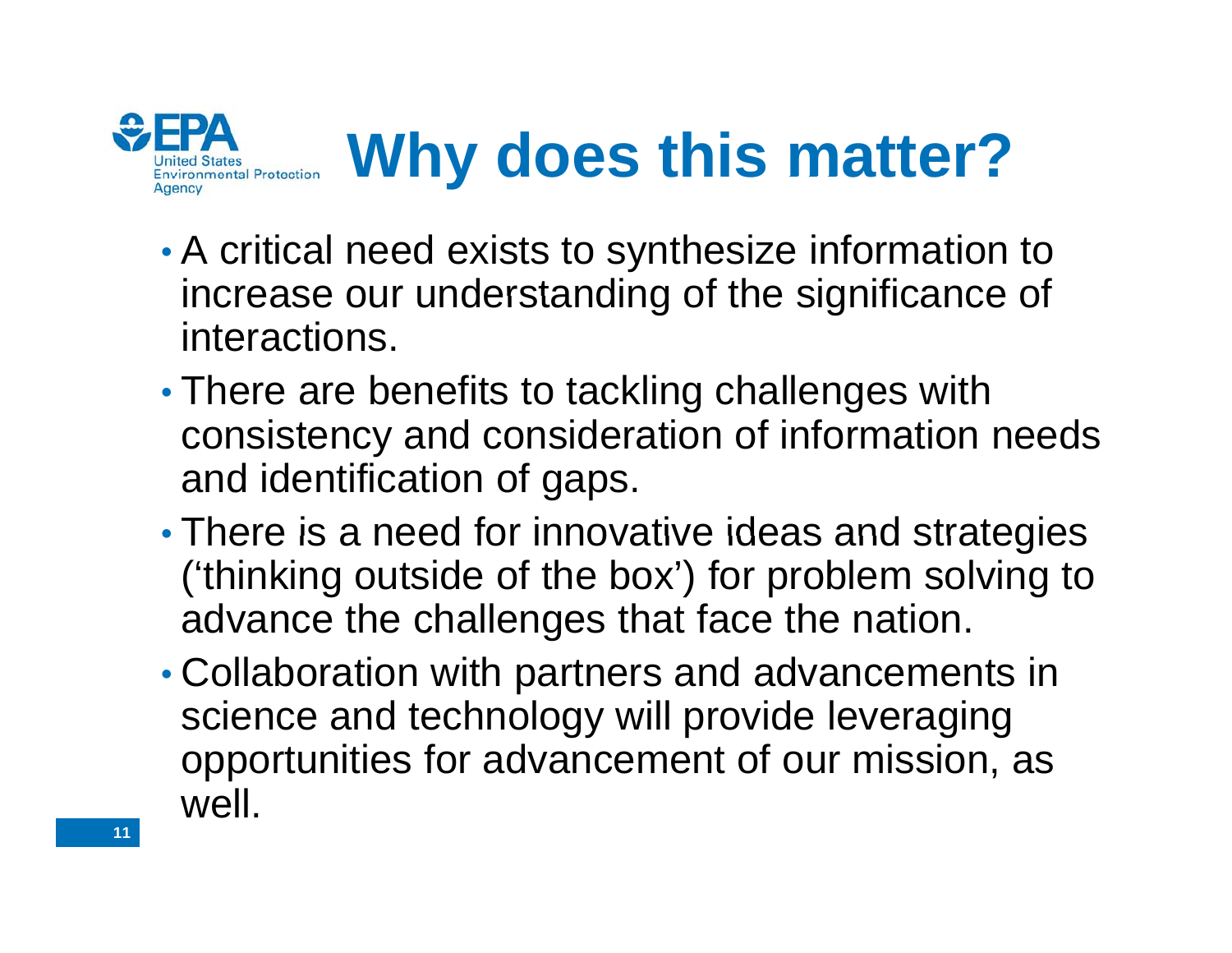# Why does this matter?

- A critical need exists to synthesize information to increase our understanding of the significance of interactions.
- There are benefits to tackling challenges with consistency and consideration of information needs and identification of gaps.
- There is a need for innovative ideas and strategies ('thinking outside of the box') for problem solving to advance the challenges that face the nation.
- Collaboration with partners and advancements in science and technology will provide leveraging opportunities for advancement of our mission, as well.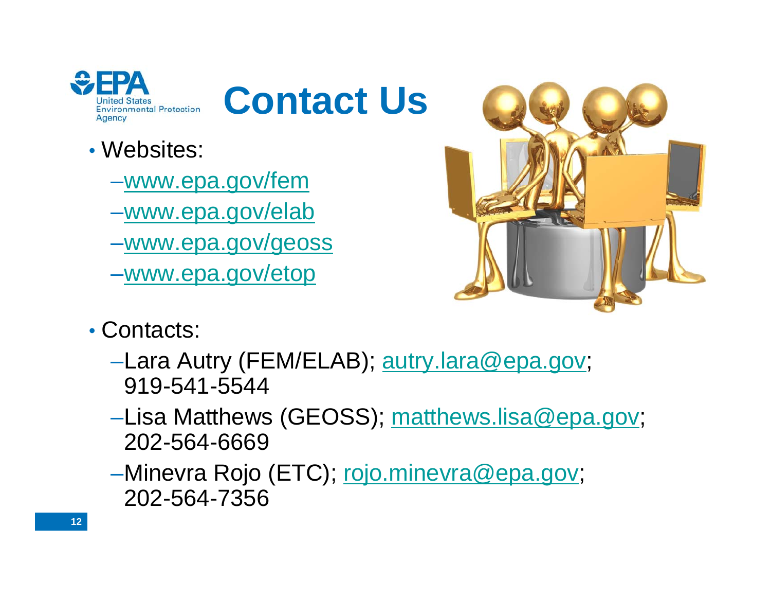# Contact Us

- Websites:
  - www.epa.gov/fem
  - www.epa.gov/elab
  - www.epa.gov/geoss
  - www.epa.gov/etop

- Contacts:
  - Lara Autry (FEM/ELAB); autry.lara@epa.gov; 919-541-5544
  - Lisa Matthews (GEOSS); matthews.lisa@epa.gov; 202-564-6669
  - Minevra Rojo (ETC); rojo.minevra@epa.gov; 202-564-7356